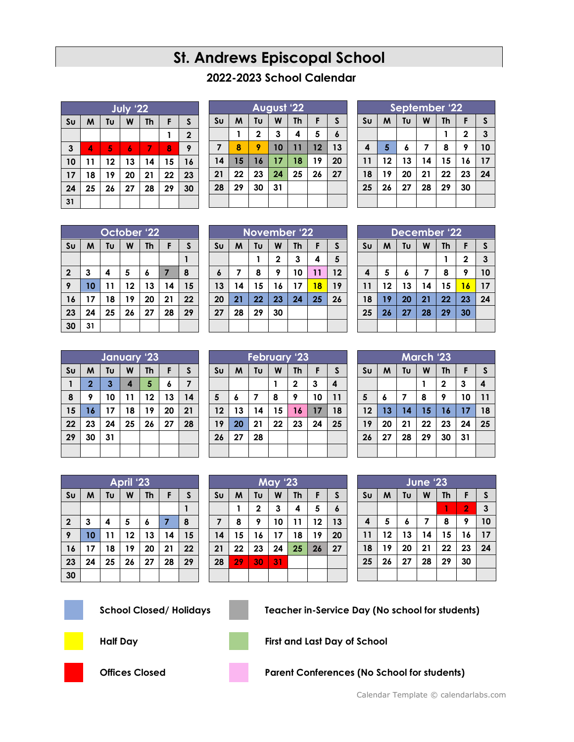# St. Andrews Episcopal School

## 2022-2023 School Calendar

### July '22

| Su | M | Tu | W | Th | F | S |
|---|---|---|---|---|---|---|
| | | | | | 1 | 2 |
| 3 | 4 | 5 | 6 | 7 | 8 | 9 |
| 10 | 11 | 12 | 13 | 14 | 15 | 16 |
| 17 | 18 | 19 | 20 | 21 | 22 | 23 |
| 24 | 25 | 26 | 27 | 28 | 29 | 30 |
| 31 | | | | | | |

### August '22

| Su | M | Tu | W | Th | F | S |
|---|---|---|---|---|---|---|
| | 1 | 2 | 3 | 4 | 5 | 6 |
| 7 | 8 | 9 | 10 | 11 | 12 | 13 |
| 14 | 15 | 16 | 17 | 18 | 19 | 20 |
| 21 | 22 | 23 | 24 | 25 | 26 | 27 |
| 28 | 29 | 30 | 31 | | | |

### September '22

| Su | M | Tu | W | Th | F | S |
|---|---|---|---|---|---|---|
| | | | | 1 | 2 | 3 |
| 4 | 5 | 6 | 7 | 8 | 9 | 10 |
| 11 | 12 | 13 | 14 | 15 | 16 | 17 |
| 18 | 19 | 20 | 21 | 22 | 23 | 24 |
| 25 | 26 | 27 | 28 | 29 | 30 | |

### October '22

| Su | M | Tu | W | Th | F | S |
|---|---|---|---|---|---|---|
| | | | | | | 1 |
| 2 | 3 | 4 | 5 | 6 | 7 | 8 |
| 9 | 10 | 11 | 12 | 13 | 14 | 15 |
| 16 | 17 | 18 | 19 | 20 | 21 | 22 |
| 23 | 24 | 25 | 26 | 27 | 28 | 29 |
| 30 | 31 | | | | | |

### November '22

| Su | M | Tu | W | Th | F | S |
|---|---|---|---|---|---|---|
| | | 1 | 2 | 3 | 4 | 5 |
| 6 | 7 | 8 | 9 | 10 | 11 | 12 |
| 13 | 14 | 15 | 16 | 17 | 18 | 19 |
| 20 | 21 | 22 | 23 | 24 | 25 | 26 |
| 27 | 28 | 29 | 30 | | | |

### December '22

| Su | M | Tu | W | Th | F | S |
|---|---|---|---|---|---|---|
| | | | | 1 | 2 | 3 |
| 4 | 5 | 6 | 7 | 8 | 9 | 10 |
| 11 | 12 | 13 | 14 | 15 | 16 | 17 |
| 18 | 19 | 20 | 21 | 22 | 23 | 24 |
| 25 | 26 | 27 | 28 | 29 | 30 | |

### January '23

| Su | M | Tu | W | Th | F | S |
|---|---|---|---|---|---|---|
| 1 | 2 | 3 | 4 | 5 | 6 | 7 |
| 8 | 9 | 10 | 11 | 12 | 13 | 14 |
| 15 | 16 | 17 | 18 | 19 | 20 | 21 |
| 22 | 23 | 24 | 25 | 26 | 27 | 28 |
| 29 | 30 | 31 | | | | |

### February '23

| Su | M | Tu | W | Th | F | S |
|---|---|---|---|---|---|---|
| | | | 1 | 2 | 3 | 4 |
| 5 | 6 | 7 | 8 | 9 | 10 | 11 |
| 12 | 13 | 14 | 15 | 16 | 17 | 18 |
| 19 | 20 | 21 | 22 | 23 | 24 | 25 |
| 26 | 27 | 28 | | | | |

### March '23

| Su | M | Tu | W | Th | F | S |
|---|---|---|---|---|---|---|
| | | | 1 | 2 | 3 | 4 |
| 5 | 6 | 7 | 8 | 9 | 10 | 11 |
| 12 | 13 | 14 | 15 | 16 | 17 | 18 |
| 19 | 20 | 21 | 22 | 23 | 24 | 25 |
| 26 | 27 | 28 | 29 | 30 | 31 | |

### April '23

| Su | M | Tu | W | Th | F | S |
|---|---|---|---|---|---|---|
| | | | | | | 1 |
| 2 | 3 | 4 | 5 | 6 | 7 | 8 |
| 9 | 10 | 11 | 12 | 13 | 14 | 15 |
| 16 | 17 | 18 | 19 | 20 | 21 | 22 |
| 23 | 24 | 25 | 26 | 27 | 28 | 29 |
| 30 | | | | | | |

### May '23

| Su | M | Tu | W | Th | F | S |
|---|---|---|---|---|---|---|
| | 1 | 2 | 3 | 4 | 5 | 6 |
| 7 | 8 | 9 | 10 | 11 | 12 | 13 |
| 14 | 15 | 16 | 17 | 18 | 19 | 20 |
| 21 | 22 | 23 | 24 | 25 | 26 | 27 |
| 28 | 29 | 30 | 31 | | | |

### June '23

| Su | M | Tu | W | Th | F | S |
|---|---|---|---|---|---|---|
| | | | | 1 | 2 | 3 |
| 4 | 5 | 6 | 7 | 8 | 9 | 10 |
| 11 | 12 | 13 | 14 | 15 | 16 | 17 |
| 18 | 19 | 20 | 21 | 22 | 23 | 24 |
| 25 | 26 | 27 | 28 | 29 | 30 | |

- School Closed/ Holidays
- Teacher in-Service Day (No school for students)
- Half Day
- First and Last Day of School
- Offices Closed
- Parent Conferences (No School for students)

Calendar Template © calendarlabs.com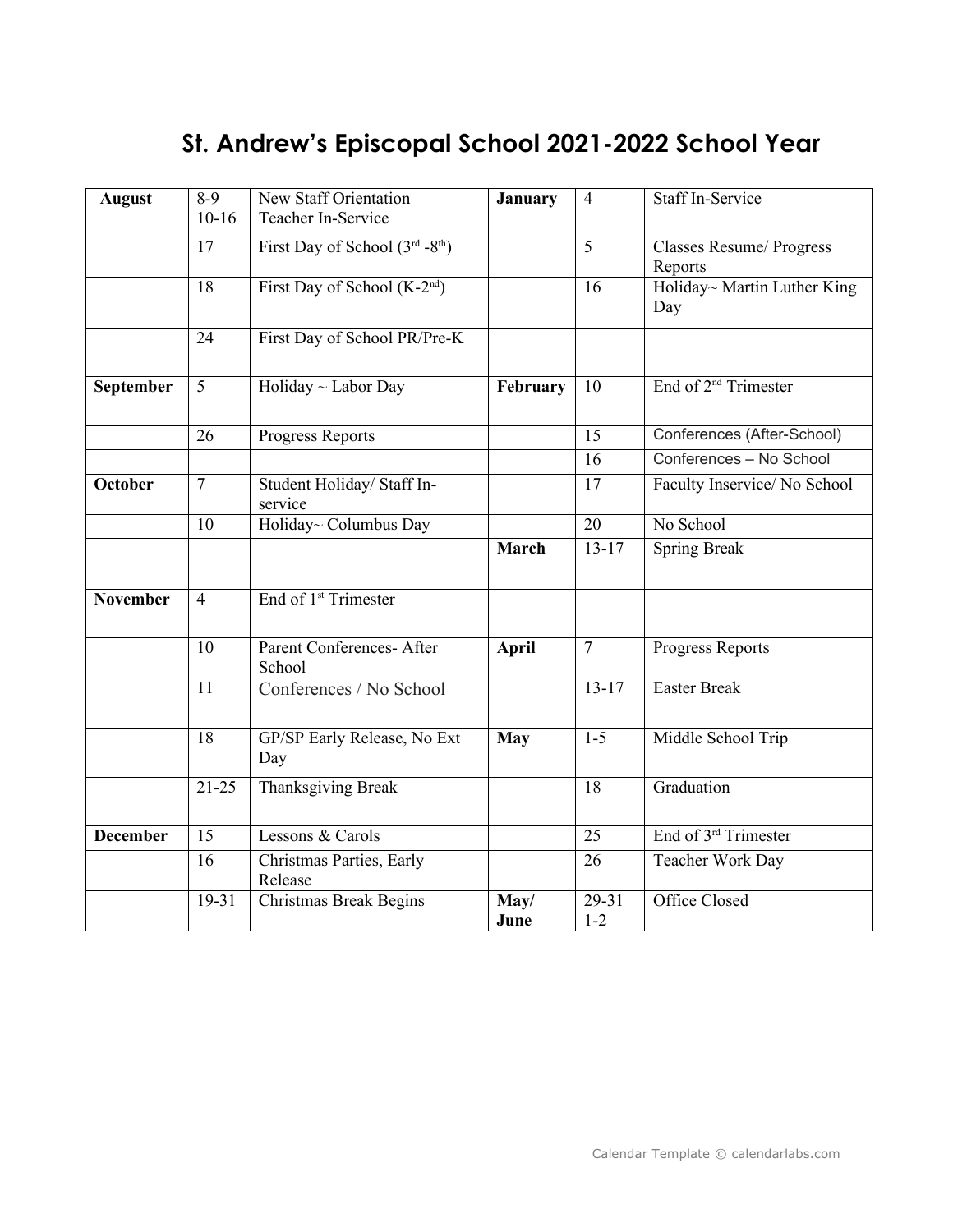# St. Andrew's Episcopal School 2021-2022 School Year

| | | | | | |
|---|---|---|---|---|---|
| **August** | 8-9<br>10-16 | New Staff Orientation<br>Teacher In-Service | **January** | 4 | Staff In-Service |
| | 17 | First Day of School (3rd -8th) | | 5 | Classes Resume/ Progress Reports |
| | 18 | First Day of School (K-2nd) | | 16 | Holiday~ Martin Luther King Day |
| | 24 | First Day of School PR/Pre-K | | | |
| **September** | 5 | Holiday ~ Labor Day | **February** | 10 | End of 2nd Trimester |
| | 26 | Progress Reports | | 15 | Conferences (After-School) |
| | | | | 16 | Conferences – No School |
| **October** | 7 | Student Holiday/ Staff In-service | | 17 | Faculty Inservice/ No School |
| | 10 | Holiday~ Columbus Day | | 20 | No School |
| | | | **March** | 13-17 | Spring Break |
| **November** | 4 | End of 1st Trimester | | | |
| | 10 | Parent Conferences- After School | **April** | 7 | Progress Reports |
| | 11 | Conferences / No School | | 13-17 | Easter Break |
| | 18 | GP/SP Early Release, No Ext Day | **May** | 1-5 | Middle School Trip |
| | 21-25 | Thanksgiving Break | | 18 | Graduation |
| **December** | 15 | Lessons & Carols | | 25 | End of 3rd Trimester |
| | 16 | Christmas Parties, Early Release | | 26 | Teacher Work Day |
| | 19-31 | Christmas Break Begins | **May/ June** | 29-31<br>1-2 | Office Closed |

Calendar Template © calendarlabs.com